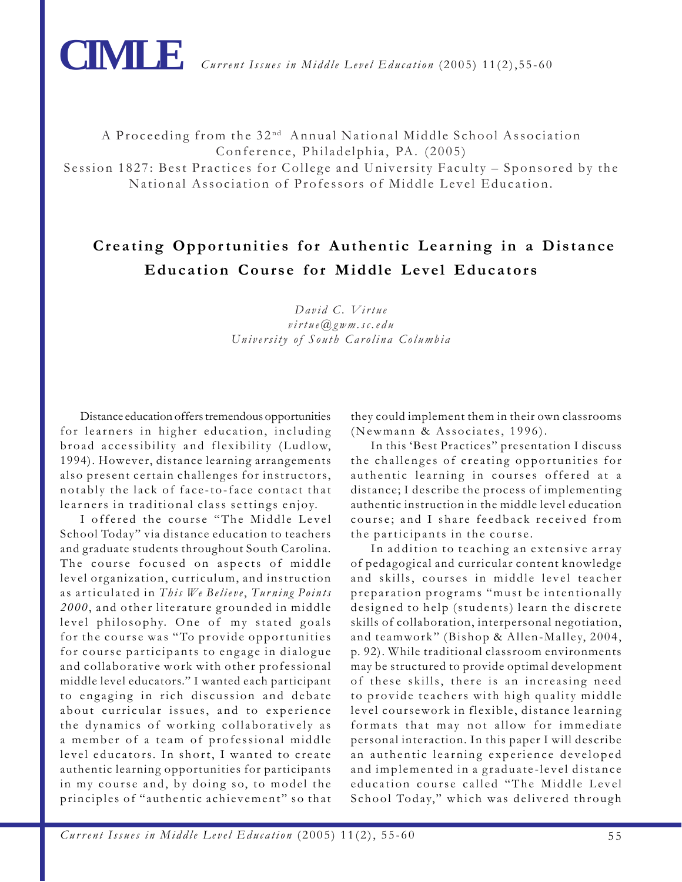A Proceeding from the 32nd Annual National Middle School Association Conference, Philadelphia, PA. (2005)
Session 1827: Best Practices for College and University Faculty – Sponsored by the National Association of Professors of Middle Level Education.

# Creating Opportunities for Authentic Learning in a Distance Education Course for Middle Level Educators

*David C. Virtue*
*virtue@gwm.sc.edu*
*University of South Carolina Columbia*

Distance education offers tremendous opportunities for learners in higher education, including broad accessibility and flexibility (Ludlow, 1994). However, distance learning arrangements also present certain challenges for instructors, notably the lack of face-to-face contact that learners in traditional class settings enjoy.

I offered the course "The Middle Level School Today" via distance education to teachers and graduate students throughout South Carolina. The course focused on aspects of middle level organization, curriculum, and instruction as articulated in *This We Believe*, *Turning Points 2000*, and other literature grounded in middle level philosophy. One of my stated goals for the course was "To provide opportunities for course participants to engage in dialogue and collaborative work with other professional middle level educators." I wanted each participant to engaging in rich discussion and debate about curricular issues, and to experience the dynamics of working collaboratively as a member of a team of professional middle level educators. In short, I wanted to create authentic learning opportunities for participants in my course and, by doing so, to model the principles of "authentic achievement" so that they could implement them in their own classrooms (Newmann & Associates, 1996).

In this 'Best Practices" presentation I discuss the challenges of creating opportunities for authentic learning in courses offered at a distance; I describe the process of implementing authentic instruction in the middle level education course; and I share feedback received from the participants in the course.

In addition to teaching an extensive array of pedagogical and curricular content knowledge and skills, courses in middle level teacher preparation programs "must be intentionally designed to help (students) learn the discrete skills of collaboration, interpersonal negotiation, and teamwork" (Bishop & Allen-Malley, 2004, p. 92). While traditional classroom environments may be structured to provide optimal development of these skills, there is an increasing need to provide teachers with high quality middle level coursework in flexible, distance learning formats that may not allow for immediate personal interaction. In this paper I will describe an authentic learning experience developed and implemented in a graduate-level distance education course called "The Middle Level School Today," which was delivered through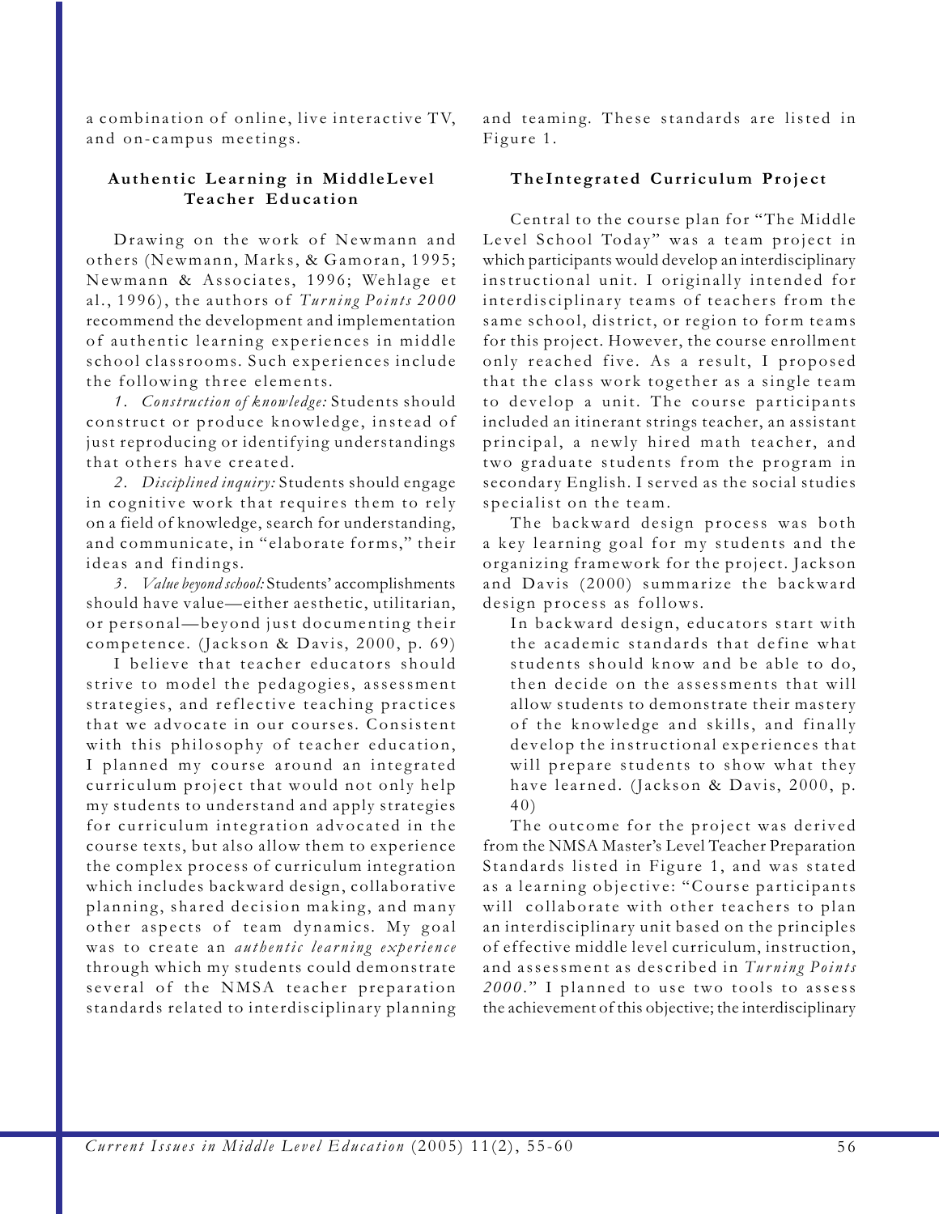a combination of online, live interactive TV, and on-campus meetings.

### Authentic Learning in MiddleLevel Teacher Education

Drawing on the work of Newmann and others (Newmann, Marks, & Gamoran, 1995; Newmann & Associates, 1996; Wehlage et al., 1996), the authors of *Turning Points 2000* recommend the development and implementation of authentic learning experiences in middle school classrooms. Such experiences include the following three elements.

*1. Construction of knowledge:* Students should construct or produce knowledge, instead of just reproducing or identifying understandings that others have created.

*2. Disciplined inquiry:* Students should engage in cognitive work that requires them to rely on a field of knowledge, search for understanding, and communicate, in "elaborate forms," their ideas and findings.

*3. Value beyond school:* Students' accomplishments should have value—either aesthetic, utilitarian, or personal—beyond just documenting their competence. (Jackson & Davis, 2000, p. 69)

I believe that teacher educators should strive to model the pedagogies, assessment strategies, and reflective teaching practices that we advocate in our courses. Consistent with this philosophy of teacher education, I planned my course around an integrated curriculum project that would not only help my students to understand and apply strategies for curriculum integration advocated in the course texts, but also allow them to experience the complex process of curriculum integration which includes backward design, collaborative planning, shared decision making, and many other aspects of team dynamics. My goal was to create an *authentic learning experience* through which my students could demonstrate several of the NMSA teacher preparation standards related to interdisciplinary planning and teaming. These standards are listed in Figure 1.

### TheIntegrated Curriculum Project

Central to the course plan for "The Middle Level School Today" was a team project in which participants would develop an interdisciplinary instructional unit. I originally intended for interdisciplinary teams of teachers from the same school, district, or region to form teams for this project. However, the course enrollment only reached five. As a result, I proposed that the class work together as a single team to develop a unit. The course participants included an itinerant strings teacher, an assistant principal, a newly hired math teacher, and two graduate students from the program in secondary English. I served as the social studies specialist on the team.

The backward design process was both a key learning goal for my students and the organizing framework for the project. Jackson and Davis (2000) summarize the backward design process as follows.

> In backward design, educators start with the academic standards that define what students should know and be able to do, then decide on the assessments that will allow students to demonstrate their mastery of the knowledge and skills, and finally develop the instructional experiences that will prepare students to show what they have learned. (Jackson & Davis, 2000, p. 40)

The outcome for the project was derived from the NMSA Master's Level Teacher Preparation Standards listed in Figure 1, and was stated as a learning objective: "Course participants will collaborate with other teachers to plan an interdisciplinary unit based on the principles of effective middle level curriculum, instruction, and assessment as described in *Turning Points 2000*." I planned to use two tools to assess the achievement of this objective; the interdisciplinary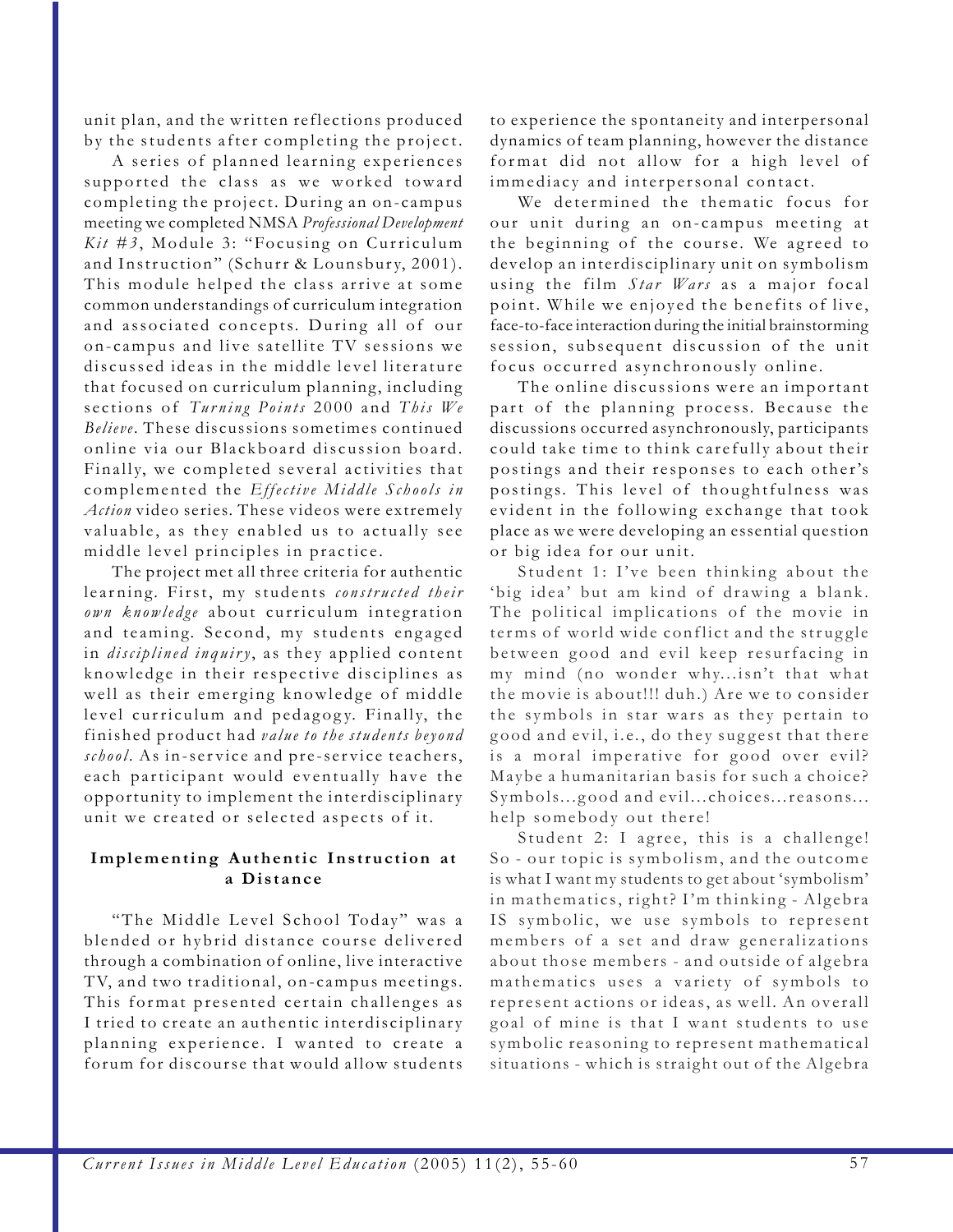unit plan, and the written reflections produced by the students after completing the project.

A series of planned learning experiences supported the class as we worked toward completing the project. During an on-campus meeting we completed NMSA *Professional Development Kit #3*, Module 3: "Focusing on Curriculum and Instruction" (Schurr & Lounsbury, 2001). This module helped the class arrive at some common understandings of curriculum integration and associated concepts. During all of our on-campus and live satellite TV sessions we discussed ideas in the middle level literature that focused on curriculum planning, including sections of *Turning Points* 2000 and *This We Believe*. These discussions sometimes continued online via our Blackboard discussion board. Finally, we completed several activities that complemented the *Effective Middle Schools in Action* video series. These videos were extremely valuable, as they enabled us to actually see middle level principles in practice.

The project met all three criteria for authentic learning. First, my students *constructed their own knowledge* about curriculum integration and teaming. Second, my students engaged in *disciplined inquiry*, as they applied content knowledge in their respective disciplines as well as their emerging knowledge of middle level curriculum and pedagogy. Finally, the finished product had *value to the students beyond school*. As in-service and pre-service teachers, each participant would eventually have the opportunity to implement the interdisciplinary unit we created or selected aspects of it.

### Implementing Authentic Instruction at a Distance

"The Middle Level School Today" was a blended or hybrid distance course delivered through a combination of online, live interactive TV, and two traditional, on-campus meetings. This format presented certain challenges as I tried to create an authentic interdisciplinary planning experience. I wanted to create a forum for discourse that would allow students to experience the spontaneity and interpersonal dynamics of team planning, however the distance format did not allow for a high level of immediacy and interpersonal contact.

We determined the thematic focus for our unit during an on-campus meeting at the beginning of the course. We agreed to develop an interdisciplinary unit on symbolism using the film *Star Wars* as a major focal point. While we enjoyed the benefits of live, face-to-face interaction during the initial brainstorming session, subsequent discussion of the unit focus occurred asynchronously online.

The online discussions were an important part of the planning process. Because the discussions occurred asynchronously, participants could take time to think carefully about their postings and their responses to each other's postings. This level of thoughtfulness was evident in the following exchange that took place as we were developing an essential question or big idea for our unit.

Student 1: I've been thinking about the 'big idea' but am kind of drawing a blank. The political implications of the movie in terms of world wide conflict and the struggle between good and evil keep resurfacing in my mind (no wonder why...isn't that what the movie is about!!! duh.) Are we to consider the symbols in star wars as they pertain to good and evil, i.e., do they suggest that there is a moral imperative for good over evil? Maybe a humanitarian basis for such a choice? Symbols...good and evil...choices...reasons... help somebody out there!

Student 2: I agree, this is a challenge! So - our topic is symbolism, and the outcome is what I want my students to get about 'symbolism' in mathematics, right? I'm thinking - Algebra IS symbolic, we use symbols to represent members of a set and draw generalizations about those members - and outside of algebra mathematics uses a variety of symbols to represent actions or ideas, as well. An overall goal of mine is that I want students to use symbolic reasoning to represent mathematical situations - which is straight out of the Algebra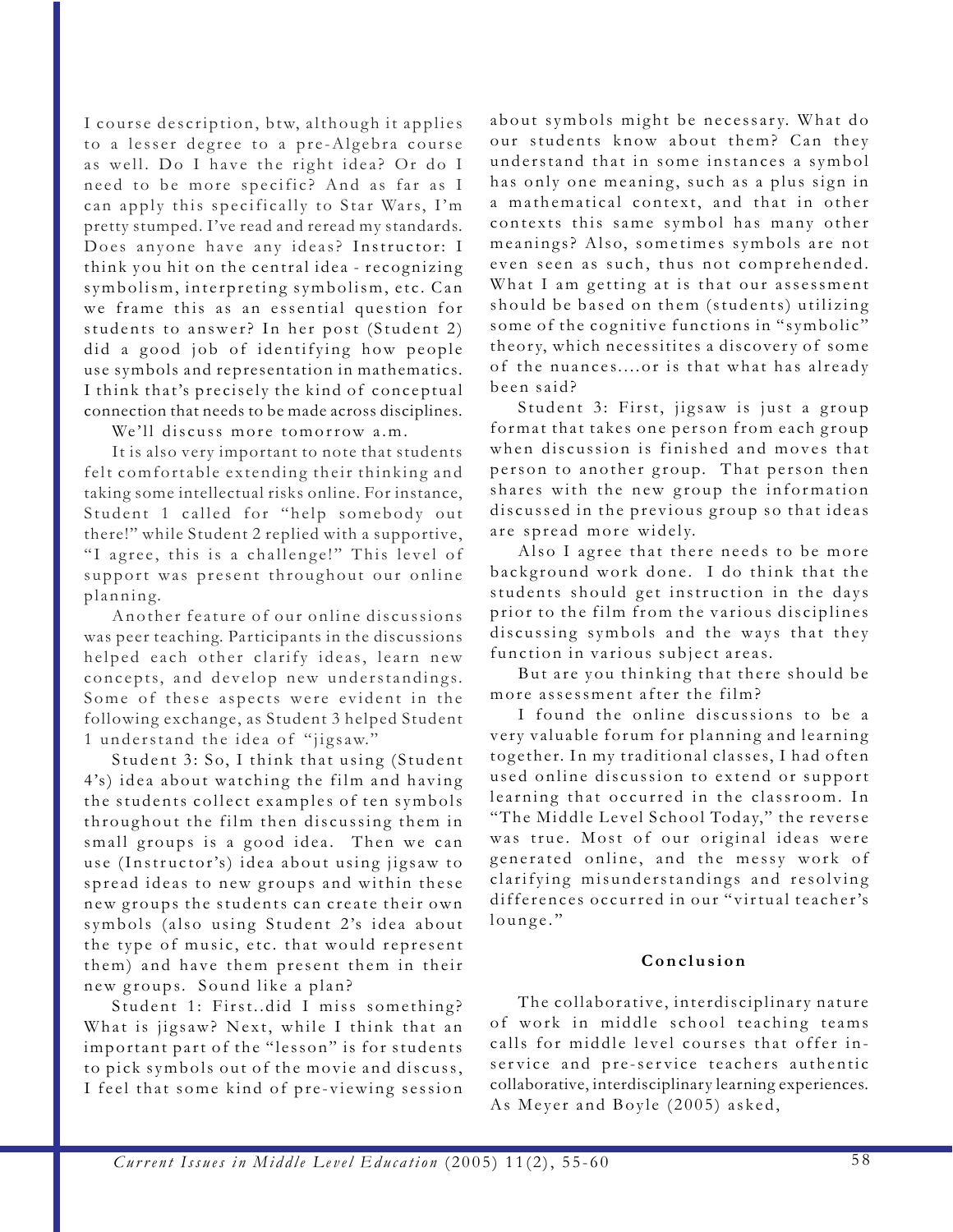I course description, btw, although it applies to a lesser degree to a pre-Algebra course as well. Do I have the right idea? Or do I need to be more specific? And as far as I can apply this specifically to Star Wars, I'm pretty stumped. I've read and reread my standards. Does anyone have any ideas? Instructor: I think you hit on the central idea - recognizing symbolism, interpreting symbolism, etc. Can we frame this as an essential question for students to answer? In her post (Student 2) did a good job of identifying how people use symbols and representation in mathematics. I think that's precisely the kind of conceptual connection that needs to be made across disciplines.

We'll discuss more tomorrow a.m.

It is also very important to note that students felt comfortable extending their thinking and taking some intellectual risks online. For instance, Student 1 called for "help somebody out there!" while Student 2 replied with a supportive, "I agree, this is a challenge!" This level of support was present throughout our online planning.

Another feature of our online discussions was peer teaching. Participants in the discussions helped each other clarify ideas, learn new concepts, and develop new understandings. Some of these aspects were evident in the following exchange, as Student 3 helped Student 1 understand the idea of "jigsaw."

Student 3: So, I think that using (Student 4's) idea about watching the film and having the students collect examples of ten symbols throughout the film then discussing them in small groups is a good idea. Then we can use (Instructor's) idea about using jigsaw to spread ideas to new groups and within these new groups the students can create their own symbols (also using Student 2's idea about the type of music, etc. that would represent them) and have them present them in their new groups. Sound like a plan?

Student 1: First..did I miss something? What is jigsaw? Next, while I think that an important part of the "lesson" is for students to pick symbols out of the movie and discuss, I feel that some kind of pre-viewing session about symbols might be necessary. What do our students know about them? Can they understand that in some instances a symbol has only one meaning, such as a plus sign in a mathematical context, and that in other contexts this same symbol has many other meanings? Also, sometimes symbols are not even seen as such, thus not comprehended. What I am getting at is that our assessment should be based on them (students) utilizing some of the cognitive functions in "symbolic" theory, which necessitites a discovery of some of the nuances....or is that what has already been said?

Student 3: First, jigsaw is just a group format that takes one person from each group when discussion is finished and moves that person to another group. That person then shares with the new group the information discussed in the previous group so that ideas are spread more widely.

Also I agree that there needs to be more background work done. I do think that the students should get instruction in the days prior to the film from the various disciplines discussing symbols and the ways that they function in various subject areas.

But are you thinking that there should be more assessment after the film?

I found the online discussions to be a very valuable forum for planning and learning together. In my traditional classes, I had often used online discussion to extend or support learning that occurred in the classroom. In "The Middle Level School Today," the reverse was true. Most of our original ideas were generated online, and the messy work of clarifying misunderstandings and resolving differences occurred in our "virtual teacher's lounge."

## Conclusion

The collaborative, interdisciplinary nature of work in middle school teaching teams calls for middle level courses that offer in-service and pre-service teachers authentic collaborative, interdisciplinary learning experiences. As Meyer and Boyle (2005) asked,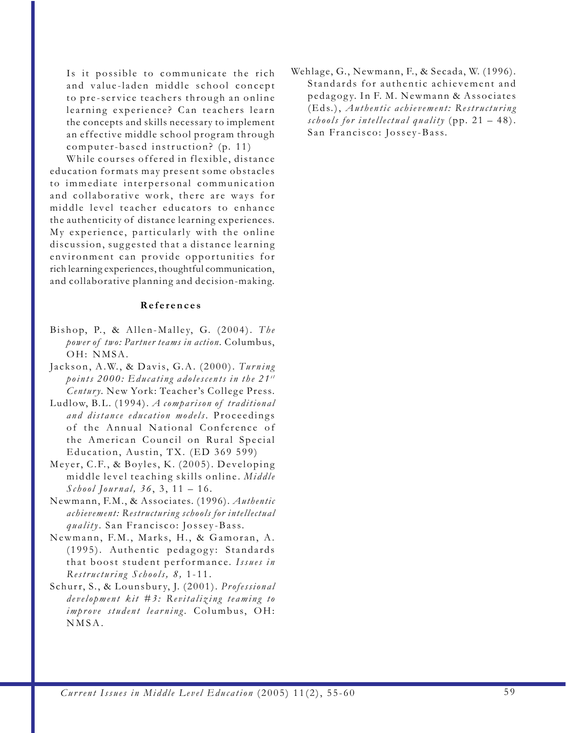> Is it possible to communicate the rich and value-laden middle school concept to pre-service teachers through an online learning experience? Can teachers learn the concepts and skills necessary to implement an effective middle school program through computer-based instruction? (p. 11)

While courses offered in flexible, distance education formats may present some obstacles to immediate interpersonal communication and collaborative work, there are ways for middle level teacher educators to enhance the authenticity of distance learning experiences. My experience, particularly with the online discussion, suggested that a distance learning environment can provide opportunities for rich learning experiences, thoughtful communication, and collaborative planning and decision-making.

### References

Bishop, P., & Allen-Malley, G. (2004). *The power of two: Partner teams in action*. Columbus, OH: NMSA.

Jackson, A.W., & Davis, G.A. (2000). *Turning points 2000: Educating adolescents in the 21st Century*. New York: Teacher's College Press.

Ludlow, B.L. (1994). *A comparison of traditional and distance education models*. Proceedings of the Annual National Conference of the American Council on Rural Special Education, Austin, TX. (ED 369 599)

Meyer, C.F., & Boyles, K. (2005). Developing middle level teaching skills online. *Middle School Journal, 36*, 3, 11 – 16.

Newmann, F.M., & Associates. (1996). *Authentic achievement: Restructuring schools for intellectual quality*. San Francisco: Jossey-Bass.

Newmann, F.M., Marks, H., & Gamoran, A. (1995). Authentic pedagogy: Standards that boost student performance. *Issues in Restructuring Schools, 8,* 1-11.

Schurr, S., & Lounsbury, J. (2001). *Professional development kit #3: Revitalizing teaming to improve student learning*. Columbus, OH: NMSA.

Wehlage, G., Newmann, F., & Secada, W. (1996). Standards for authentic achievement and pedagogy. In F. M. Newmann & Associates (Eds.), *Authentic achievement: Restructuring schools for intellectual quality* (pp. 21 – 48). San Francisco: Jossey-Bass.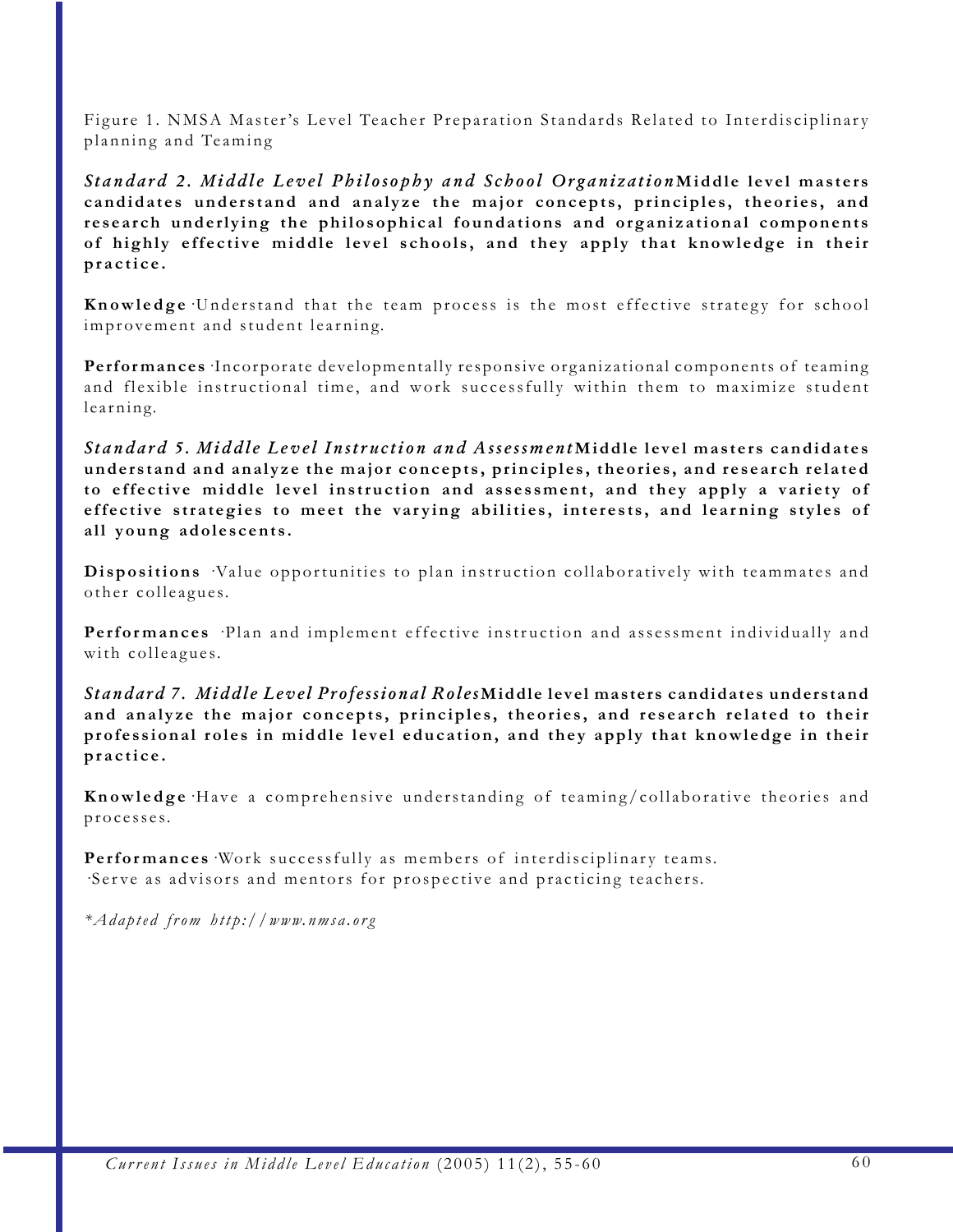Figure 1. NMSA Master's Level Teacher Preparation Standards Related to Interdisciplinary planning and Teaming

***Standard 2. Middle Level Philosophy and School Organization*** **Middle level masters candidates understand and analyze the major concepts, principles, theories, and research underlying the philosophical foundations and organizational components of highly effective middle level schools, and they apply that knowledge in their practice.**

**Knowledge** ·Understand that the team process is the most effective strategy for school improvement and student learning.

**Performances** ·Incorporate developmentally responsive organizational components of teaming and flexible instructional time, and work successfully within them to maximize student learning.

***Standard 5. Middle Level Instruction and Assessment*** **Middle level masters candidates understand and analyze the major concepts, principles, theories, and research related to effective middle level instruction and assessment, and they apply a variety of effective strategies to meet the varying abilities, interests, and learning styles of all young adolescents.**

**Dispositions** ·Value opportunities to plan instruction collaboratively with teammates and other colleagues.

**Performances** ·Plan and implement effective instruction and assessment individually and with colleagues.

***Standard 7. Middle Level Professional Roles*** **Middle level masters candidates understand and analyze the major concepts, principles, theories, and research related to their professional roles in middle level education, and they apply that knowledge in their practice.**

**Knowledge** ·Have a comprehensive understanding of teaming/collaborative theories and processes.

**Performances** ·Work successfully as members of interdisciplinary teams.
·Serve as advisors and mentors for prospective and practicing teachers.

*\*Adapted from http://www.nmsa.org*